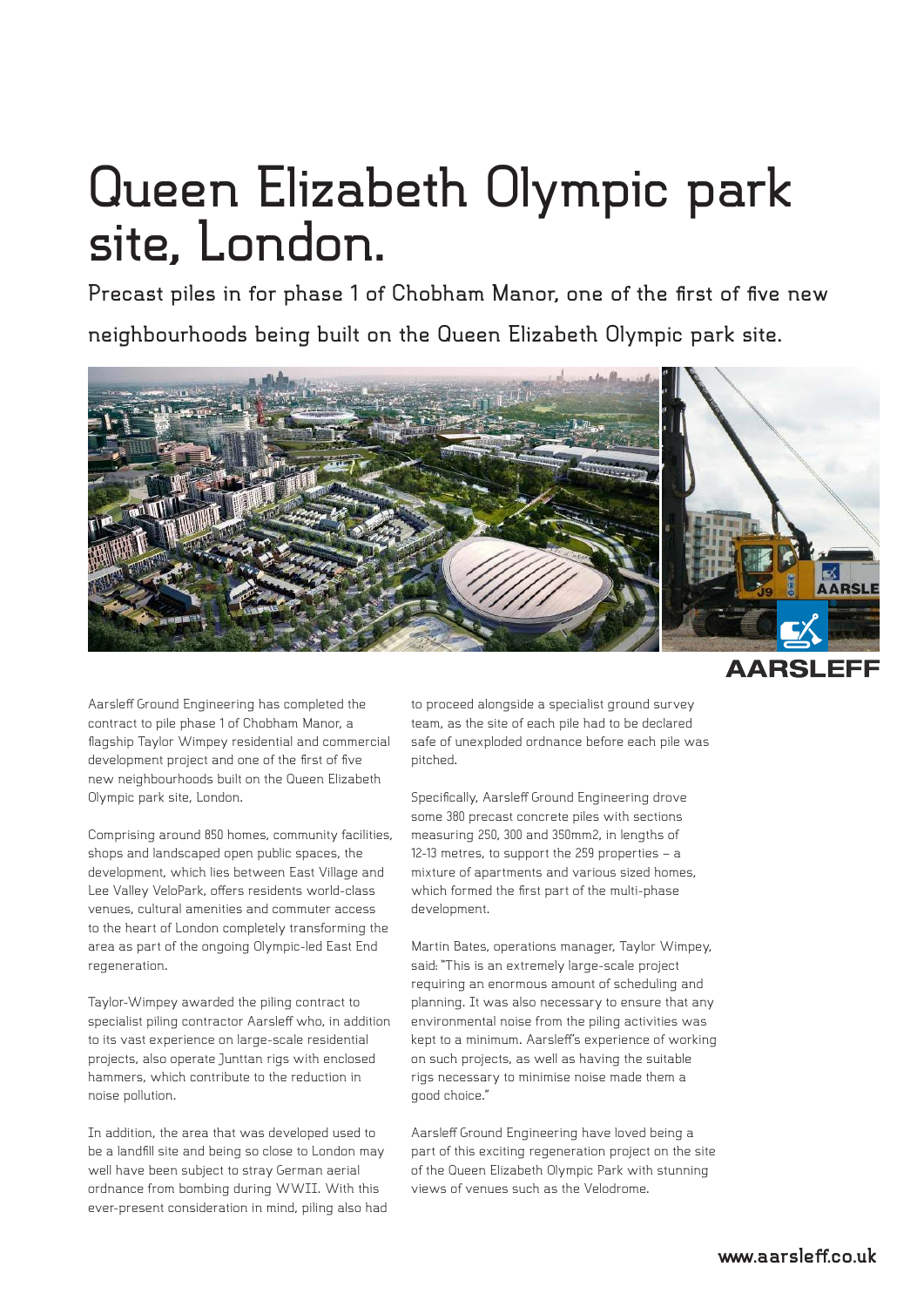# Queen Elizabeth Olympic park site, London.

## Precast piles in for phase 1 of Chobham Manor, one of the first of five new neighbourhoods being built on the Queen Elizabeth Olympic park site.

Aarsleff Ground Engineering has completed the contract to pile phase 1 of Chobham Manor, a flagship Taylor Wimpey residential and commercial development project and one of the first of five new neighbourhoods built on the Queen Elizabeth Olympic park site, London.

Comprising around 850 homes, community facilities, shops and landscaped open public spaces, the development, which lies between East Village and Lee Valley VeloPark, offers residents world-class venues, cultural amenities and commuter access to the heart of London completely transforming the area as part of the ongoing Olympic-led East End regeneration.

Taylor-Wimpey awarded the piling contract to specialist piling contractor Aarsleff who, in addition to its vast experience on large-scale residential projects, also operate Junttan rigs with enclosed hammers, which contribute to the reduction in noise pollution.

In addition, the area that was developed used to be a landfill site and being so close to London may well have been subject to stray German aerial ordnance from bombing during WWII. With this ever-present consideration in mind, piling also had to proceed alongside a specialist ground survey team, as the site of each pile had to be declared safe of unexploded ordnance before each pile was pitched.

Specifically, Aarsleff Ground Engineering drove some 380 precast concrete piles with sections measuring 250, 300 and 350mm2, in lengths of 12-13 metres, to support the 259 properties – a mixture of apartments and various sized homes, which formed the first part of the multi-phase development.

Martin Bates, operations manager, Taylor Wimpey, said: "This is an extremely large-scale project requiring an enormous amount of scheduling and planning. It was also necessary to ensure that any environmental noise from the piling activities was kept to a minimum. Aarsleff's experience of working on such projects, as well as having the suitable rigs necessary to minimise noise made them a good choice."

Aarsleff Ground Engineering have loved being a part of this exciting regeneration project on the site of the Queen Elizabeth Olympic Park with stunning views of venues such as the Velodrome.

www.aarsleff.co.uk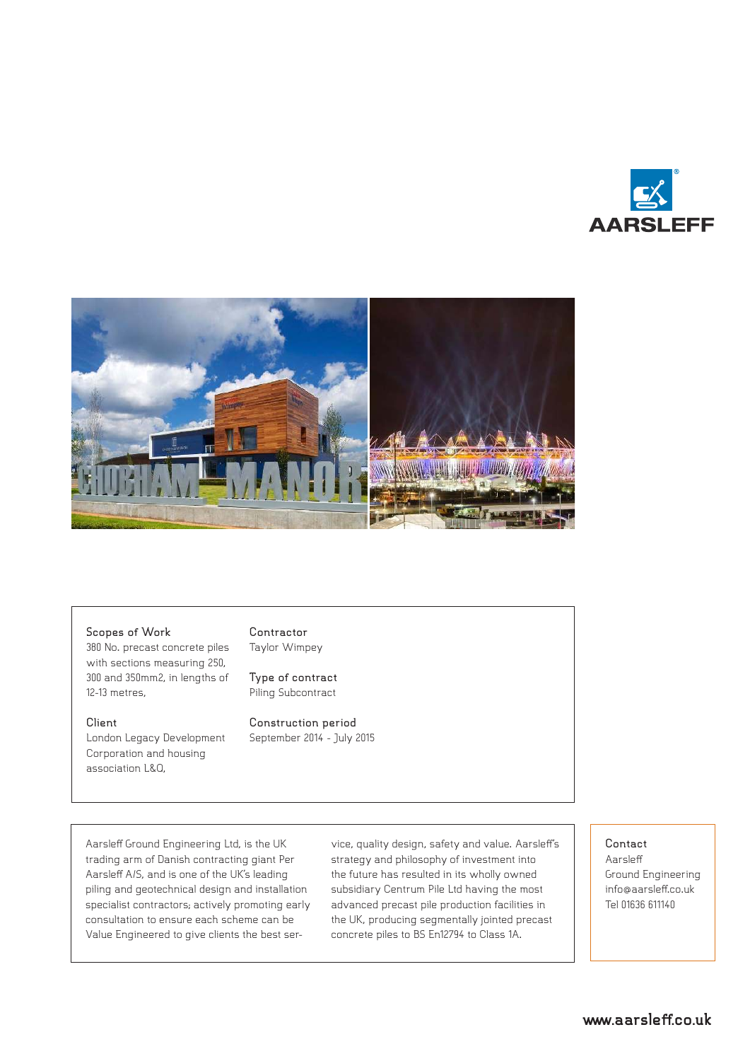AARSLEFF

### Scopes of Work

380 No. precast concrete piles with sections measuring 250, 300 and 350mm2, in lengths of 12-13 metres,

### Client

London Legacy Development Corporation and housing association L&Q,

### Contractor

Taylor Wimpey

### Type of contract

Piling Subcontract

### Construction period

September 2014 - July 2015

Aarsleff Ground Engineering Ltd, is the UK trading arm of Danish contracting giant Per Aarsleff A/S, and is one of the UK's leading piling and geotechnical design and installation specialist contractors; actively promoting early consultation to ensure each scheme can be Value Engineered to give clients the best service, quality design, safety and value. Aarsleff's strategy and philosophy of investment into the future has resulted in its wholly owned subsidiary Centrum Pile Ltd having the most advanced precast pile production facilities in the UK, producing segmentally jointed precast concrete piles to BS En12794 to Class 1A.

### Contact

Aarsleff
Ground Engineering
info@aarsleff.co.uk
Tel 01636 611140

www.aarsleff.co.uk